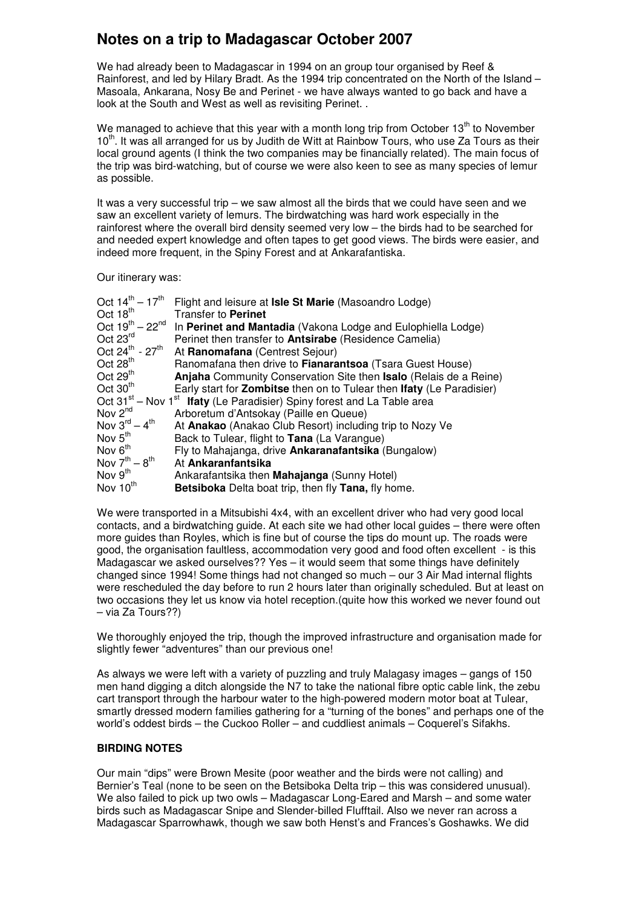# Notes on a trip to Madagascar October 2007

We had already been to Madagascar in 1994 on an group tour organised by Reef & Rainforest, and led by Hilary Bradt. As the 1994 trip concentrated on the North of the Island – Masoala, Ankarana, Nosy Be and Perinet - we have always wanted to go back and have a look at the South and West as well as revisiting Perinet. .

We managed to achieve that this year with a month long trip from October 13th to November 10th. It was all arranged for us by Judith de Witt at Rainbow Tours, who use Za Tours as their local ground agents (I think the two companies may be financially related). The main focus of the trip was bird-watching, but of course we were also keen to see as many species of lemur as possible.

It was a very successful trip – we saw almost all the birds that we could have seen and we saw an excellent variety of lemurs. The birdwatching was hard work especially in the rainforest where the overall bird density seemed very low – the birds had to be searched for and needed expert knowledge and often tapes to get good views. The birds were easier, and indeed more frequent, in the Spiny Forest and at Ankarafantiska.

Our itinerary was:

| | |
|---|---|
| Oct 14th – 17th | Flight and leisure at **Isle St Marie** (Masoandro Lodge) |
| Oct 18th | Transfer to **Perinet** |
| Oct 19th – 22nd | In **Perinet and Mantadia** (Vakona Lodge and Eulophiella Lodge) |
| Oct 23rd | Perinet then transfer to **Antsirabe** (Residence Camelia) |
| Oct 24th - 27th | At **Ranomafana** (Centrest Sejour) |
| Oct 28th | Ranomafana then drive to **Fianarantsoa** (Tsara Guest House) |
| Oct 29th | **Anjaha** Community Conservation Site then **Isalo** (Relais de a Reine) |
| Oct 30th | Early start for **Zombitse** then on to Tulear then **Ifaty** (Le Paradisier) |
| Oct 31st – Nov 1st | **Ifaty** (Le Paradisier) Spiny forest and La Table area |
| Nov 2nd | Arboretum d'Antsokay (Paille en Queue) |
| Nov 3rd – 4th | At **Anakao** (Anakao Club Resort) including trip to Nozy Ve |
| Nov 5th | Back to Tulear, flight to **Tana** (La Varangue) |
| Nov 6th | Fly to Mahajanga, drive **Ankaranafantsika** (Bungalow) |
| Nov 7th – 8th | At **Ankaranfantsika** |
| Nov 9th | Ankarafantsika then **Mahajanga** (Sunny Hotel) |
| Nov 10th | **Betsiboka** Delta boat trip, then fly **Tana,** fly home. |

We were transported in a Mitsubishi 4x4, with an excellent driver who had very good local contacts, and a birdwatching guide. At each site we had other local guides – there were often more guides than Royles, which is fine but of course the tips do mount up. The roads were good, the organisation faultless, accommodation very good and food often excellent - is this Madagascar we asked ourselves?? Yes – it would seem that some things have definitely changed since 1994! Some things had not changed so much – our 3 Air Mad internal flights were rescheduled the day before to run 2 hours later than originally scheduled. But at least on two occasions they let us know via hotel reception.(quite how this worked we never found out – via Za Tours??)

We thoroughly enjoyed the trip, though the improved infrastructure and organisation made for slightly fewer "adventures" than our previous one!

As always we were left with a variety of puzzling and truly Malagasy images – gangs of 150 men hand digging a ditch alongside the N7 to take the national fibre optic cable link, the zebu cart transport through the harbour water to the high-powered modern motor boat at Tulear, smartly dressed modern families gathering for a "turning of the bones" and perhaps one of the world's oddest birds – the Cuckoo Roller – and cuddliest animals – Coquerel's Sifakhs.

**BIRDING NOTES**

Our main "dips" were Brown Mesite (poor weather and the birds were not calling) and Bernier's Teal (none to be seen on the Betsiboka Delta trip – this was considered unusual). We also failed to pick up two owls – Madagascar Long-Eared and Marsh – and some water birds such as Madagascar Snipe and Slender-billed Flufftail. Also we never ran across a Madagascar Sparrowhawk, though we saw both Henst's and Frances's Goshawks. We did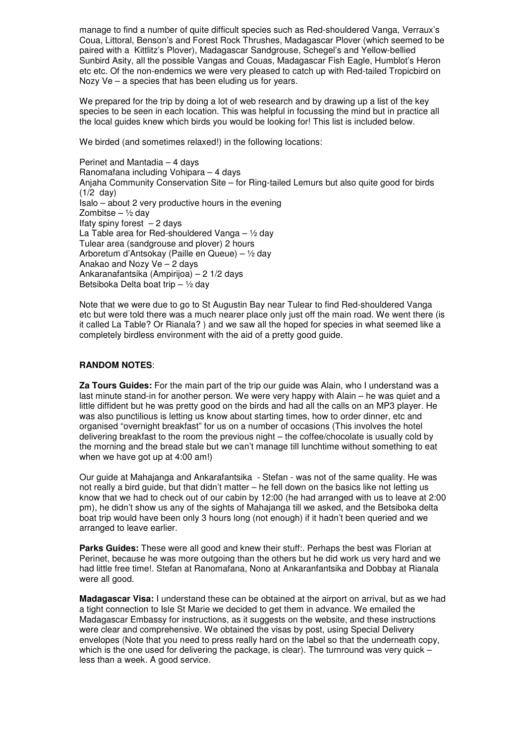manage to find a number of quite difficult species such as Red-shouldered Vanga, Verraux's Coua, Littoral, Benson's and Forest Rock Thrushes, Madagascar Plover (which seemed to be paired with a Kittlitz's Plover), Madagascar Sandgrouse, Schegel's and Yellow-bellied Sunbird Asity, all the possible Vangas and Couas, Madagascar Fish Eagle, Humblot's Heron etc etc. Of the non-endemics we were very pleased to catch up with Red-tailed Tropicbird on Nozy Ve – a species that has been eluding us for years.

We prepared for the trip by doing a lot of web research and by drawing up a list of the key species to be seen in each location. This was helpful in focussing the mind but in practice all the local guides knew which birds you would be looking for! This list is included below.

We birded (and sometimes relaxed!) in the following locations:

Perinet and Mantadia – 4 days
Ranomafana including Vohipara – 4 days
Anjaha Community Conservation Site – for Ring-tailed Lemurs but also quite good for birds (1/2 day)
Isalo – about 2 very productive hours in the evening
Zombitse – ½ day
Ifaty spiny forest – 2 days
La Table area for Red-shouldered Vanga – ½ day
Tulear area (sandgrouse and plover) 2 hours
Arboretum d'Antsokay (Paille en Queue) – ½ day
Anakao and Nozy Ve – 2 days
Ankaranafantsika (Ampirijoa) – 2 1/2 days
Betsiboka Delta boat trip – ½ day

Note that we were due to go to St Augustin Bay near Tulear to find Red-shouldered Vanga etc but were told there was a much nearer place only just off the main road. We went there (is it called La Table? Or Rianala? ) and we saw all the hoped for species in what seemed like a completely birdless environment with the aid of a pretty good guide.

**RANDOM NOTES**:

**Za Tours Guides:** For the main part of the trip our guide was Alain, who I understand was a last minute stand-in for another person. We were very happy with Alain – he was quiet and a little diffident but he was pretty good on the birds and had all the calls on an MP3 player. He was also punctilious is letting us know about starting times, how to order dinner, etc and organised "overnight breakfast" for us on a number of occasions (This involves the hotel delivering breakfast to the room the previous night – the coffee/chocolate is usually cold by the morning and the bread stale but we can't manage till lunchtime without something to eat when we have got up at 4:00 am!)

Our guide at Mahajanga and Ankarafantsika - Stefan - was not of the same quality. He was not really a bird guide, but that didn't matter – he fell down on the basics like not letting us know that we had to check out of our cabin by 12:00 (he had arranged with us to leave at 2:00 pm), he didn't show us any of the sights of Mahajanga till we asked, and the Betsiboka delta boat trip would have been only 3 hours long (not enough) if it hadn't been queried and we arranged to leave earlier.

**Parks Guides:** These were all good and knew their stuff:. Perhaps the best was Florian at Perinet, because he was more outgoing than the others but he did work us very hard and we had little free time!. Stefan at Ranomafana, Nono at Ankaranfantsika and Dobbay at Rianala were all good.

**Madagascar Visa:** I understand these can be obtained at the airport on arrival, but as we had a tight connection to Isle St Marie we decided to get them in advance. We emailed the Madagascar Embassy for instructions, as it suggests on the website, and these instructions were clear and comprehensive. We obtained the visas by post, using Special Delivery envelopes (Note that you need to press really hard on the label so that the underneath copy, which is the one used for delivering the package, is clear). The turnround was very quick – less than a week. A good service.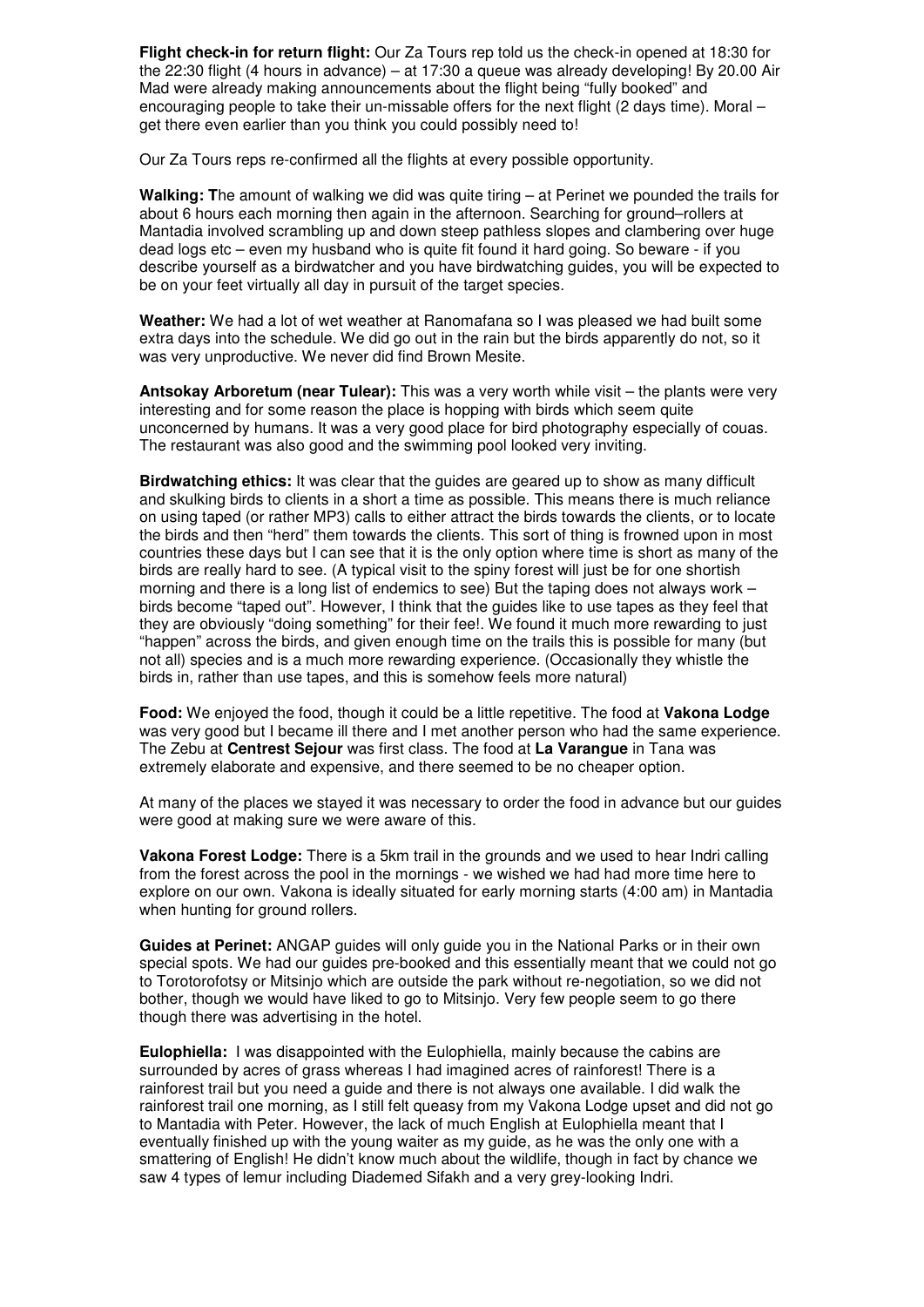**Flight check-in for return flight:** Our Za Tours rep told us the check-in opened at 18:30 for the 22:30 flight (4 hours in advance) – at 17:30 a queue was already developing! By 20.00 Air Mad were already making announcements about the flight being "fully booked" and encouraging people to take their un-missable offers for the next flight (2 days time). Moral – get there even earlier than you think you could possibly need to!

Our Za Tours reps re-confirmed all the flights at every possible opportunity.

**Walking: T**he amount of walking we did was quite tiring – at Perinet we pounded the trails for about 6 hours each morning then again in the afternoon. Searching for ground–rollers at Mantadia involved scrambling up and down steep pathless slopes and clambering over huge dead logs etc – even my husband who is quite fit found it hard going. So beware - if you describe yourself as a birdwatcher and you have birdwatching guides, you will be expected to be on your feet virtually all day in pursuit of the target species.

**Weather:** We had a lot of wet weather at Ranomafana so I was pleased we had built some extra days into the schedule. We did go out in the rain but the birds apparently do not, so it was very unproductive. We never did find Brown Mesite.

**Antsokay Arboretum (near Tulear):** This was a very worth while visit – the plants were very interesting and for some reason the place is hopping with birds which seem quite unconcerned by humans. It was a very good place for bird photography especially of couas. The restaurant was also good and the swimming pool looked very inviting.

**Birdwatching ethics:** It was clear that the guides are geared up to show as many difficult and skulking birds to clients in a short a time as possible. This means there is much reliance on using taped (or rather MP3) calls to either attract the birds towards the clients, or to locate the birds and then "herd" them towards the clients. This sort of thing is frowned upon in most countries these days but I can see that it is the only option where time is short as many of the birds are really hard to see. (A typical visit to the spiny forest will just be for one shortish morning and there is a long list of endemics to see) But the taping does not always work – birds become "taped out". However, I think that the guides like to use tapes as they feel that they are obviously "doing something" for their fee!. We found it much more rewarding to just "happen" across the birds, and given enough time on the trails this is possible for many (but not all) species and is a much more rewarding experience. (Occasionally they whistle the birds in, rather than use tapes, and this is somehow feels more natural)

**Food:** We enjoyed the food, though it could be a little repetitive. The food at **Vakona Lodge** was very good but I became ill there and I met another person who had the same experience. The Zebu at **Centrest Sejour** was first class. The food at **La Varangue** in Tana was extremely elaborate and expensive, and there seemed to be no cheaper option.

At many of the places we stayed it was necessary to order the food in advance but our guides were good at making sure we were aware of this.

**Vakona Forest Lodge:** There is a 5km trail in the grounds and we used to hear Indri calling from the forest across the pool in the mornings - we wished we had had more time here to explore on our own. Vakona is ideally situated for early morning starts (4:00 am) in Mantadia when hunting for ground rollers.

**Guides at Perinet:** ANGAP guides will only guide you in the National Parks or in their own special spots. We had our guides pre-booked and this essentially meant that we could not go to Torotorofotsy or Mitsinjo which are outside the park without re-negotiation, so we did not bother, though we would have liked to go to Mitsinjo. Very few people seem to go there though there was advertising in the hotel.

**Eulophiella:** I was disappointed with the Eulophiella, mainly because the cabins are surrounded by acres of grass whereas I had imagined acres of rainforest! There is a rainforest trail but you need a guide and there is not always one available. I did walk the rainforest trail one morning, as I still felt queasy from my Vakona Lodge upset and did not go to Mantadia with Peter. However, the lack of much English at Eulophiella meant that I eventually finished up with the young waiter as my guide, as he was the only one with a smattering of English! He didn't know much about the wildlife, though in fact by chance we saw 4 types of lemur including Diademed Sifakh and a very grey-looking Indri.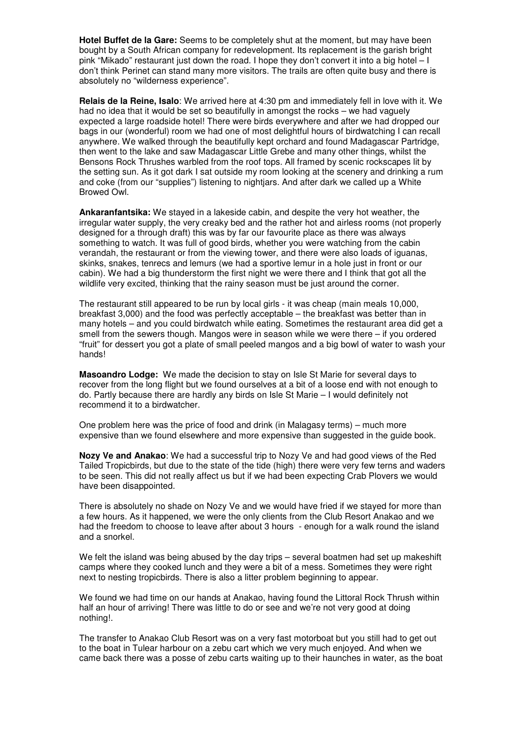**Hotel Buffet de la Gare:** Seems to be completely shut at the moment, but may have been bought by a South African company for redevelopment. Its replacement is the garish bright pink "Mikado" restaurant just down the road. I hope they don't convert it into a big hotel – I don't think Perinet can stand many more visitors. The trails are often quite busy and there is absolutely no "wilderness experience".

**Relais de la Reine, Isalo**: We arrived here at 4:30 pm and immediately fell in love with it. We had no idea that it would be set so beautifully in amongst the rocks – we had vaguely expected a large roadside hotel! There were birds everywhere and after we had dropped our bags in our (wonderful) room we had one of most delightful hours of birdwatching I can recall anywhere. We walked through the beautifully kept orchard and found Madagascar Partridge, then went to the lake and saw Madagascar Little Grebe and many other things, whilst the Bensons Rock Thrushes warbled from the roof tops. All framed by scenic rockscapes lit by the setting sun. As it got dark I sat outside my room looking at the scenery and drinking a rum and coke (from our "supplies") listening to nightjars. And after dark we called up a White Browed Owl.

**Ankaranfantsika:** We stayed in a lakeside cabin, and despite the very hot weather, the irregular water supply, the very creaky bed and the rather hot and airless rooms (not properly designed for a through draft) this was by far our favourite place as there was always something to watch. It was full of good birds, whether you were watching from the cabin verandah, the restaurant or from the viewing tower, and there were also loads of iguanas, skinks, snakes, tenrecs and lemurs (we had a sportive lemur in a hole just in front or our cabin). We had a big thunderstorm the first night we were there and I think that got all the wildlife very excited, thinking that the rainy season must be just around the corner.

The restaurant still appeared to be run by local girls - it was cheap (main meals 10,000, breakfast 3,000) and the food was perfectly acceptable – the breakfast was better than in many hotels – and you could birdwatch while eating. Sometimes the restaurant area did get a smell from the sewers though. Mangos were in season while we were there – if you ordered "fruit" for dessert you got a plate of small peeled mangos and a big bowl of water to wash your hands!

**Masoandro Lodge:** We made the decision to stay on Isle St Marie for several days to recover from the long flight but we found ourselves at a bit of a loose end with not enough to do. Partly because there are hardly any birds on Isle St Marie – I would definitely not recommend it to a birdwatcher.

One problem here was the price of food and drink (in Malagasy terms) – much more expensive than we found elsewhere and more expensive than suggested in the guide book.

**Nozy Ve and Anakao**: We had a successful trip to Nozy Ve and had good views of the Red Tailed Tropicbirds, but due to the state of the tide (high) there were very few terns and waders to be seen. This did not really affect us but if we had been expecting Crab Plovers we would have been disappointed.

There is absolutely no shade on Nozy Ve and we would have fried if we stayed for more than a few hours. As it happened, we were the only clients from the Club Resort Anakao and we had the freedom to choose to leave after about 3 hours - enough for a walk round the island and a snorkel.

We felt the island was being abused by the day trips – several boatmen had set up makeshift camps where they cooked lunch and they were a bit of a mess. Sometimes they were right next to nesting tropicbirds. There is also a litter problem beginning to appear.

We found we had time on our hands at Anakao, having found the Littoral Rock Thrush within half an hour of arriving! There was little to do or see and we're not very good at doing nothing!.

The transfer to Anakao Club Resort was on a very fast motorboat but you still had to get out to the boat in Tulear harbour on a zebu cart which we very much enjoyed. And when we came back there was a posse of zebu carts waiting up to their haunches in water, as the boat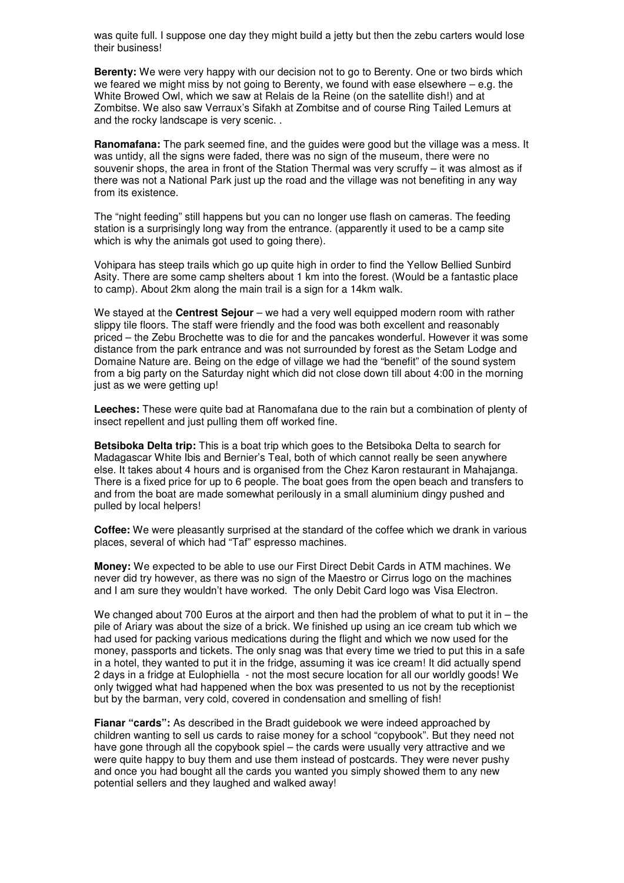was quite full. I suppose one day they might build a jetty but then the zebu carters would lose their business!

**Berenty:** We were very happy with our decision not to go to Berenty. One or two birds which we feared we might miss by not going to Berenty, we found with ease elsewhere – e.g. the White Browed Owl, which we saw at Relais de la Reine (on the satellite dish!) and at Zombitse. We also saw Verraux's Sifakh at Zombitse and of course Ring Tailed Lemurs at and the rocky landscape is very scenic. .

**Ranomafana:** The park seemed fine, and the guides were good but the village was a mess. It was untidy, all the signs were faded, there was no sign of the museum, there were no souvenir shops, the area in front of the Station Thermal was very scruffy – it was almost as if there was not a National Park just up the road and the village was not benefiting in any way from its existence.

The "night feeding" still happens but you can no longer use flash on cameras. The feeding station is a surprisingly long way from the entrance. (apparently it used to be a camp site which is why the animals got used to going there).

Vohipara has steep trails which go up quite high in order to find the Yellow Bellied Sunbird Asity. There are some camp shelters about 1 km into the forest. (Would be a fantastic place to camp). About 2km along the main trail is a sign for a 14km walk.

We stayed at the **Centrest Sejour** – we had a very well equipped modern room with rather slippy tile floors. The staff were friendly and the food was both excellent and reasonably priced – the Zebu Brochette was to die for and the pancakes wonderful. However it was some distance from the park entrance and was not surrounded by forest as the Setam Lodge and Domaine Nature are. Being on the edge of village we had the "benefit" of the sound system from a big party on the Saturday night which did not close down till about 4:00 in the morning just as we were getting up!

**Leeches:** These were quite bad at Ranomafana due to the rain but a combination of plenty of insect repellent and just pulling them off worked fine.

**Betsiboka Delta trip:** This is a boat trip which goes to the Betsiboka Delta to search for Madagascar White Ibis and Bernier's Teal, both of which cannot really be seen anywhere else. It takes about 4 hours and is organised from the Chez Karon restaurant in Mahajanga. There is a fixed price for up to 6 people. The boat goes from the open beach and transfers to and from the boat are made somewhat perilously in a small aluminium dingy pushed and pulled by local helpers!

**Coffee:** We were pleasantly surprised at the standard of the coffee which we drank in various places, several of which had "Taf" espresso machines.

**Money:** We expected to be able to use our First Direct Debit Cards in ATM machines. We never did try however, as there was no sign of the Maestro or Cirrus logo on the machines and I am sure they wouldn't have worked. The only Debit Card logo was Visa Electron.

We changed about 700 Euros at the airport and then had the problem of what to put it in – the pile of Ariary was about the size of a brick. We finished up using an ice cream tub which we had used for packing various medications during the flight and which we now used for the money, passports and tickets. The only snag was that every time we tried to put this in a safe in a hotel, they wanted to put it in the fridge, assuming it was ice cream! It did actually spend 2 days in a fridge at Eulophiella - not the most secure location for all our worldly goods! We only twigged what had happened when the box was presented to us not by the receptionist but by the barman, very cold, covered in condensation and smelling of fish!

**Fianar "cards":** As described in the Bradt guidebook we were indeed approached by children wanting to sell us cards to raise money for a school "copybook". But they need not have gone through all the copybook spiel – the cards were usually very attractive and we were quite happy to buy them and use them instead of postcards. They were never pushy and once you had bought all the cards you wanted you simply showed them to any new potential sellers and they laughed and walked away!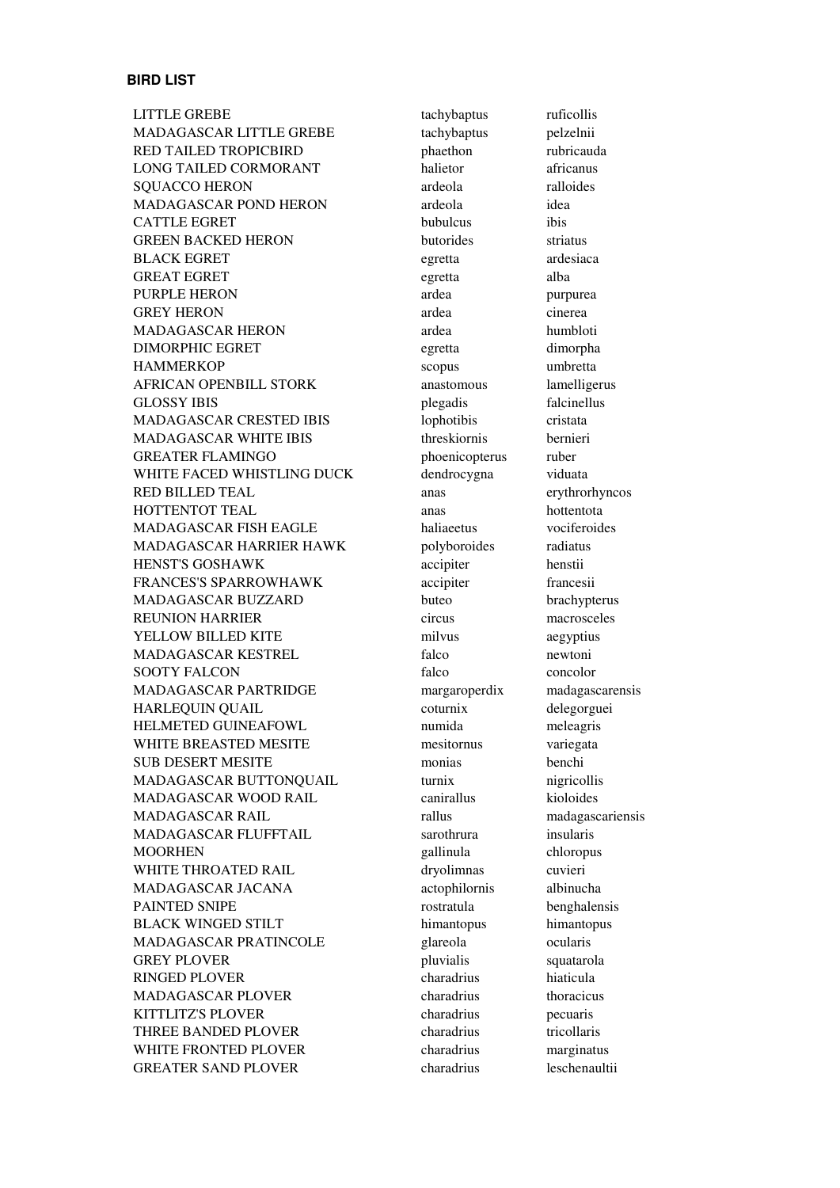**BIRD LIST**

| | | |
|---|---|---|
| LITTLE GREBE | tachybaptus | ruficollis |
| MADAGASCAR LITTLE GREBE | tachybaptus | pelzelnii |
| RED TAILED TROPICBIRD | phaethon | rubricauda |
| LONG TAILED CORMORANT | halietor | africanus |
| SQUACCO HERON | ardeola | ralloides |
| MADAGASCAR POND HERON | ardeola | idea |
| CATTLE EGRET | bubulcus | ibis |
| GREEN BACKED HERON | butorides | striatus |
| BLACK EGRET | egretta | ardesiaca |
| GREAT EGRET | egretta | alba |
| PURPLE HERON | ardea | purpurea |
| GREY HERON | ardea | cinerea |
| MADAGASCAR HERON | ardea | humbloti |
| DIMORPHIC EGRET | egretta | dimorpha |
| HAMMERKOP | scopus | umbretta |
| AFRICAN OPENBILL STORK | anastomous | lamelligerus |
| GLOSSY IBIS | plegadis | falcinellus |
| MADAGASCAR CRESTED IBIS | lophotibis | cristata |
| MADAGASCAR WHITE IBIS | threskiornis | bernieri |
| GREATER FLAMINGO | phoenicopterus | ruber |
| WHITE FACED WHISTLING DUCK | dendrocygna | viduata |
| RED BILLED TEAL | anas | erythrorhyncos |
| HOTTENTOT TEAL | anas | hottentota |
| MADAGASCAR FISH EAGLE | haliaeetus | vociferoides |
| MADAGASCAR HARRIER HAWK | polyboroides | radiatus |
| HENST'S GOSHAWK | accipiter | henstii |
| FRANCES'S SPARROWHAWK | accipiter | francesii |
| MADAGASCAR BUZZARD | buteo | brachypterus |
| REUNION HARRIER | circus | macrosceles |
| YELLOW BILLED KITE | milvus | aegyptius |
| MADAGASCAR KESTREL | falco | newtoni |
| SOOTY FALCON | falco | concolor |
| MADAGASCAR PARTRIDGE | margaroperdix | madagascarensis |
| HARLEQUIN QUAIL | coturnix | delegorguei |
| HELMETED GUINEAFOWL | numida | meleagris |
| WHITE BREASTED MESITE | mesitornus | variegata |
| SUB DESERT MESITE | monias | benchi |
| MADAGASCAR BUTTONQUAIL | turnix | nigricollis |
| MADAGASCAR WOOD RAIL | canirallus | kioloides |
| MADAGASCAR RAIL | rallus | madagascariensis |
| MADAGASCAR FLUFFTAIL | sarothrura | insularis |
| MOORHEN | gallinula | chloropus |
| WHITE THROATED RAIL | dryolimnas | cuvieri |
| MADAGASCAR JACANA | actophilornis | albinucha |
| PAINTED SNIPE | rostratula | benghalensis |
| BLACK WINGED STILT | himantopus | himantopus |
| MADAGASCAR PRATINCOLE | glareola | ocularis |
| GREY PLOVER | pluvialis | squatarola |
| RINGED PLOVER | charadrius | hiaticula |
| MADAGASCAR PLOVER | charadrius | thoracicus |
| KITTLITZ'S PLOVER | charadrius | pecuaris |
| THREE BANDED PLOVER | charadrius | tricollaris |
| WHITE FRONTED PLOVER | charadrius | marginatus |
| GREATER SAND PLOVER | charadrius | leschenaultii |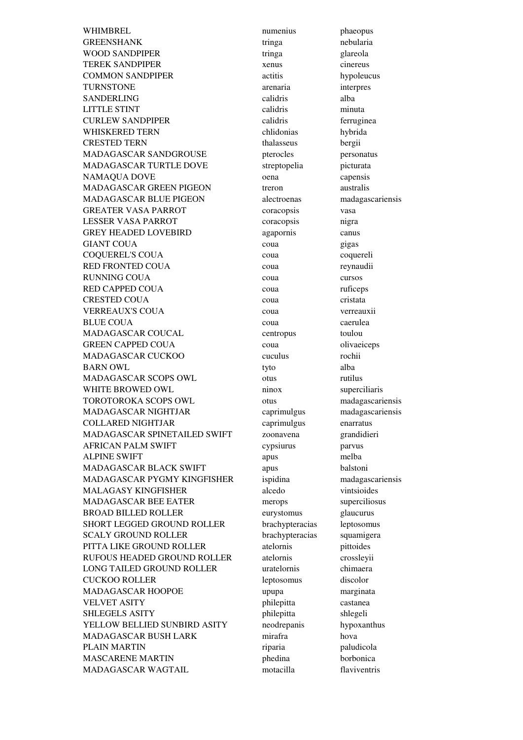| | | |
|---|---|---|
| WHIMBREL | numenius | phaeopus |
| GREENSHANK | tringa | nebularia |
| WOOD SANDPIPER | tringa | glareola |
| TEREK SANDPIPER | xenus | cinereus |
| COMMON SANDPIPER | actitis | hypoleucus |
| TURNSTONE | arenaria | interpres |
| SANDERLING | calidris | alba |
| LITTLE STINT | calidris | minuta |
| CURLEW SANDPIPER | calidris | ferruginea |
| WHISKERED TERN | chlidonias | hybrida |
| CRESTED TERN | thalasseus | bergii |
| MADAGASCAR SANDGROUSE | pterocles | personatus |
| MADAGASCAR TURTLE DOVE | streptopelia | picturata |
| NAMAQUA DOVE | oena | capensis |
| MADAGASCAR GREEN PIGEON | treron | australis |
| MADAGASCAR BLUE PIGEON | alectroenas | madagascariensis |
| GREATER VASA PARROT | coracopsis | vasa |
| LESSER VASA PARROT | coracopsis | nigra |
| GREY HEADED LOVEBIRD | agapornis | canus |
| GIANT COUA | coua | gigas |
| COQUEREL'S COUA | coua | coquereli |
| RED FRONTED COUA | coua | reynaudii |
| RUNNING COUA | coua | cursos |
| RED CAPPED COUA | coua | ruficeps |
| CRESTED COUA | coua | cristata |
| VERREAUX'S COUA | coua | verreauxii |
| BLUE COUA | coua | caerulea |
| MADAGASCAR COUCAL | centropus | toulou |
| GREEN CAPPED COUA | coua | olivaeiceps |
| MADAGASCAR CUCKOO | cuculus | rochii |
| BARN OWL | tyto | alba |
| MADAGASCAR SCOPS OWL | otus | rutilus |
| WHITE BROWED OWL | ninox | superciliaris |
| TOROTOROKA SCOPS OWL | otus | madagascariensis |
| MADAGASCAR NIGHTJAR | caprimulgus | madagascariensis |
| COLLARED NIGHTJAR | caprimulgus | enarratus |
| MADAGASCAR SPINETAILED SWIFT | zoonavena | grandidieri |
| AFRICAN PALM SWIFT | cypsiurus | parvus |
| ALPINE SWIFT | apus | melba |
| MADAGASCAR BLACK SWIFT | apus | balstoni |
| MADAGASCAR PYGMY KINGFISHER | ispidina | madagascariensis |
| MALAGASY KINGFISHER | alcedo | vintsioides |
| MADAGASCAR BEE EATER | merops | superciliosus |
| BROAD BILLED ROLLER | eurystomus | glaucurus |
| SHORT LEGGED GROUND ROLLER | brachypteracias | leptosomus |
| SCALY GROUND ROLLER | brachypteracias | squamigera |
| PITTA LIKE GROUND ROLLER | atelornis | pittoides |
| RUFOUS HEADED GROUND ROLLER | atelornis | crossleyii |
| LONG TAILED GROUND ROLLER | uratelornis | chimaera |
| CUCKOO ROLLER | leptosomus | discolor |
| MADAGASCAR HOOPOE | upupa | marginata |
| VELVET ASITY | philepitta | castanea |
| SHLEGELS ASITY | philepitta | shlegeli |
| YELLOW BELLIED SUNBIRD ASITY | neodrepanis | hypoxanthus |
| MADAGASCAR BUSH LARK | mirafra | hova |
| PLAIN MARTIN | riparia | paludicola |
| MASCARENE MARTIN | phedina | borbonica |
| MADAGASCAR WAGTAIL | motacilla | flaviventris |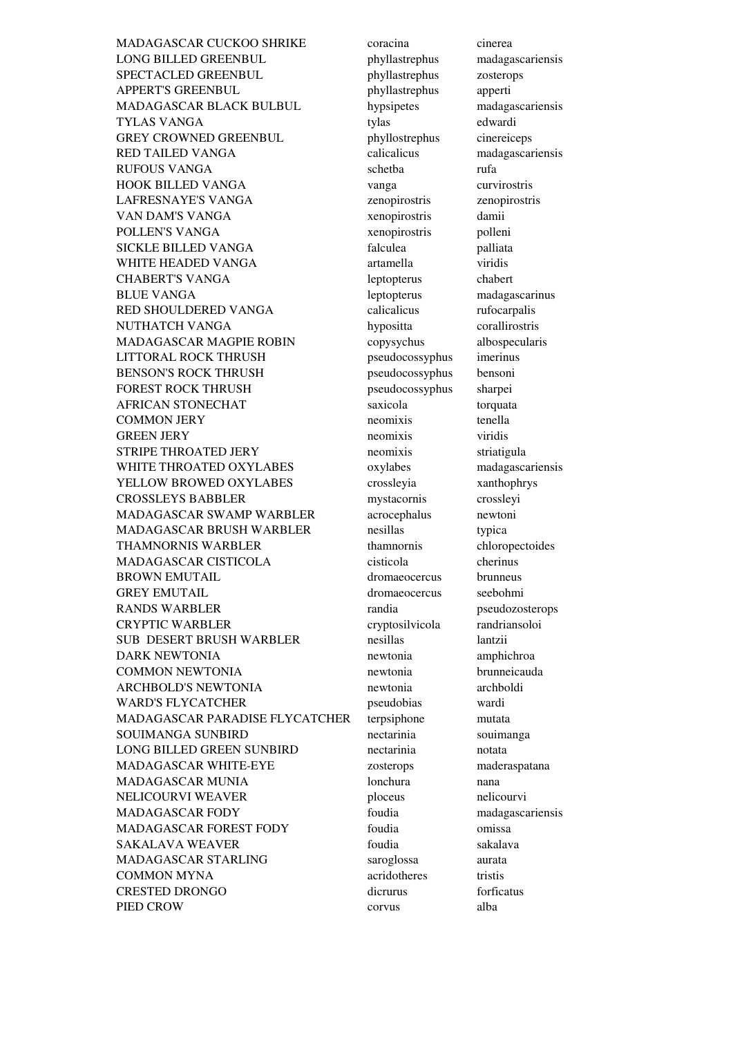| | | |
|---|---|---|
| MADAGASCAR CUCKOO SHRIKE | coracina | cinerea |
| LONG BILLED GREENBUL | phyllastrephus | madagascariensis |
| SPECTACLED GREENBUL | phyllastrephus | zosterops |
| APPERT'S GREENBUL | phyllastrephus | apperti |
| MADAGASCAR BLACK BULBUL | hypsipetes | madagascariensis |
| TYLAS VANGA | tylas | edwardi |
| GREY CROWNED GREENBUL | phyllostrephus | cinereiceps |
| RED TAILED VANGA | calicalicus | madagascariensis |
| RUFOUS VANGA | schetba | rufa |
| HOOK BILLED VANGA | vanga | curvirostris |
| LAFRESNAYE'S VANGA | zenopirostris | zenopirostris |
| VAN DAM'S VANGA | xenopirostris | damii |
| POLLEN'S VANGA | xenopirostris | polleni |
| SICKLE BILLED VANGA | falculea | palliata |
| WHITE HEADED VANGA | artamella | viridis |
| CHABERT'S VANGA | leptopterus | chabert |
| BLUE VANGA | leptopterus | madagascarinus |
| RED SHOULDERED VANGA | calicalicus | rufocarpalis |
| NUTHATCH VANGA | hypositta | corallirostris |
| MADAGASCAR MAGPIE ROBIN | copysychus | albospecularis |
| LITTORAL ROCK THRUSH | pseudocossyphus | imerinus |
| BENSON'S ROCK THRUSH | pseudocossyphus | bensoni |
| FOREST ROCK THRUSH | pseudocossyphus | sharpei |
| AFRICAN STONECHAT | saxicola | torquata |
| COMMON JERY | neomixis | tenella |
| GREEN JERY | neomixis | viridis |
| STRIPE THROATED JERY | neomixis | striatigula |
| WHITE THROATED OXYLABES | oxylabes | madagascariensis |
| YELLOW BROWED OXYLABES | crossleyia | xanthophrys |
| CROSSLEYS BABBLER | mystacornis | crossleyi |
| MADAGASCAR SWAMP WARBLER | acrocephalus | newtoni |
| MADAGASCAR BRUSH WARBLER | nesillas | typica |
| THAMNORNIS WARBLER | thamnornis | chloropectoides |
| MADAGASCAR CISTICOLA | cisticola | cherinus |
| BROWN EMUTAIL | dromaeocercus | brunneus |
| GREY EMUTAIL | dromaeocercus | seebohmi |
| RANDS WARBLER | randia | pseudozosterops |
| CRYPTIC WARBLER | cryptosilvicola | randriansoloi |
| SUB DESERT BRUSH WARBLER | nesillas | lantzii |
| DARK NEWTONIA | newtonia | amphichroa |
| COMMON NEWTONIA | newtonia | brunneicauda |
| ARCHBOLD'S NEWTONIA | newtonia | archboldi |
| WARD'S FLYCATCHER | pseudobias | wardi |
| MADAGASCAR PARADISE FLYCATCHER | terpsiphone | mutata |
| SOUIMANGA SUNBIRD | nectarinia | souimanga |
| LONG BILLED GREEN SUNBIRD | nectarinia | notata |
| MADAGASCAR WHITE-EYE | zosterops | maderaspatana |
| MADAGASCAR MUNIA | lonchura | nana |
| NELICOURVI WEAVER | ploceus | nelicourvi |
| MADAGASCAR FODY | foudia | madagascariensis |
| MADAGASCAR FOREST FODY | foudia | omissa |
| SAKALAVA WEAVER | foudia | sakalava |
| MADAGASCAR STARLING | saroglossa | aurata |
| COMMON MYNA | acridotheres | tristis |
| CRESTED DRONGO | dicrurus | forficatus |
| PIED CROW | corvus | alba |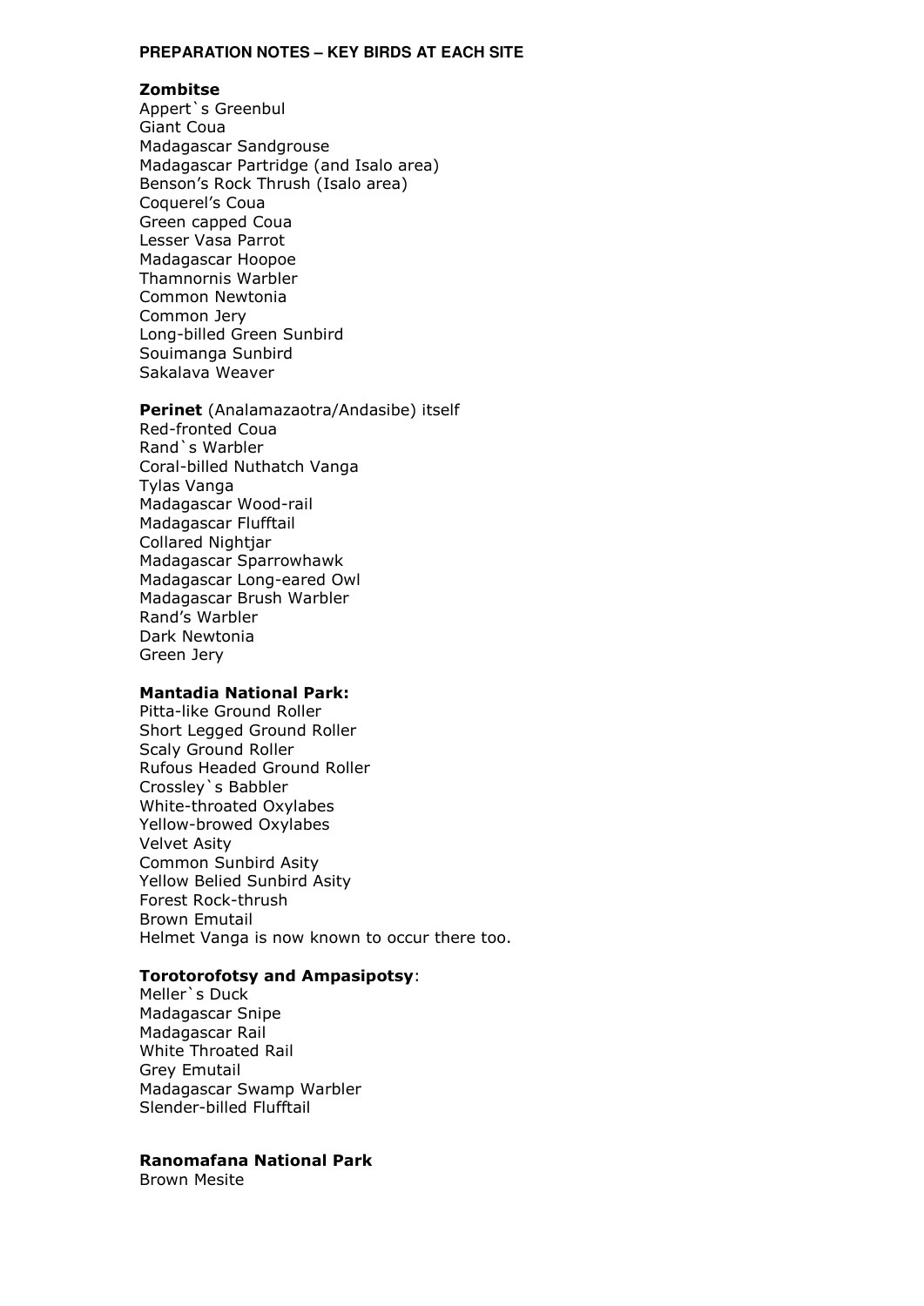**PREPARATION NOTES – KEY BIRDS AT EACH SITE**

**Zombitse**
Appert`s Greenbul
Giant Coua
Madagascar Sandgrouse
Madagascar Partridge (and Isalo area)
Benson's Rock Thrush (Isalo area)
Coquerel's Coua
Green capped Coua
Lesser Vasa Parrot
Madagascar Hoopoe
Thamnornis Warbler
Common Newtonia
Common Jery
Long-billed Green Sunbird
Souimanga Sunbird
Sakalava Weaver

**Perinet** (Analamazaotra/Andasibe) itself
Red-fronted Coua
Rand`s Warbler
Coral-billed Nuthatch Vanga
Tylas Vanga
Madagascar Wood-rail
Madagascar Flufftail
Collared Nightjar
Madagascar Sparrowhawk
Madagascar Long-eared Owl
Madagascar Brush Warbler
Rand's Warbler
Dark Newtonia
Green Jery

**Mantadia National Park:**
Pitta-like Ground Roller
Short Legged Ground Roller
Scaly Ground Roller
Rufous Headed Ground Roller
Crossley`s Babbler
White-throated Oxylabes
Yellow-browed Oxylabes
Velvet Asity
Common Sunbird Asity
Yellow Belied Sunbird Asity
Forest Rock-thrush
Brown Emutail
Helmet Vanga is now known to occur there too.

**Torotorofotsy and Ampasipotsy**:
Meller`s Duck
Madagascar Snipe
Madagascar Rail
White Throated Rail
Grey Emutail
Madagascar Swamp Warbler
Slender-billed Flufftail

**Ranomafana National Park**
Brown Mesite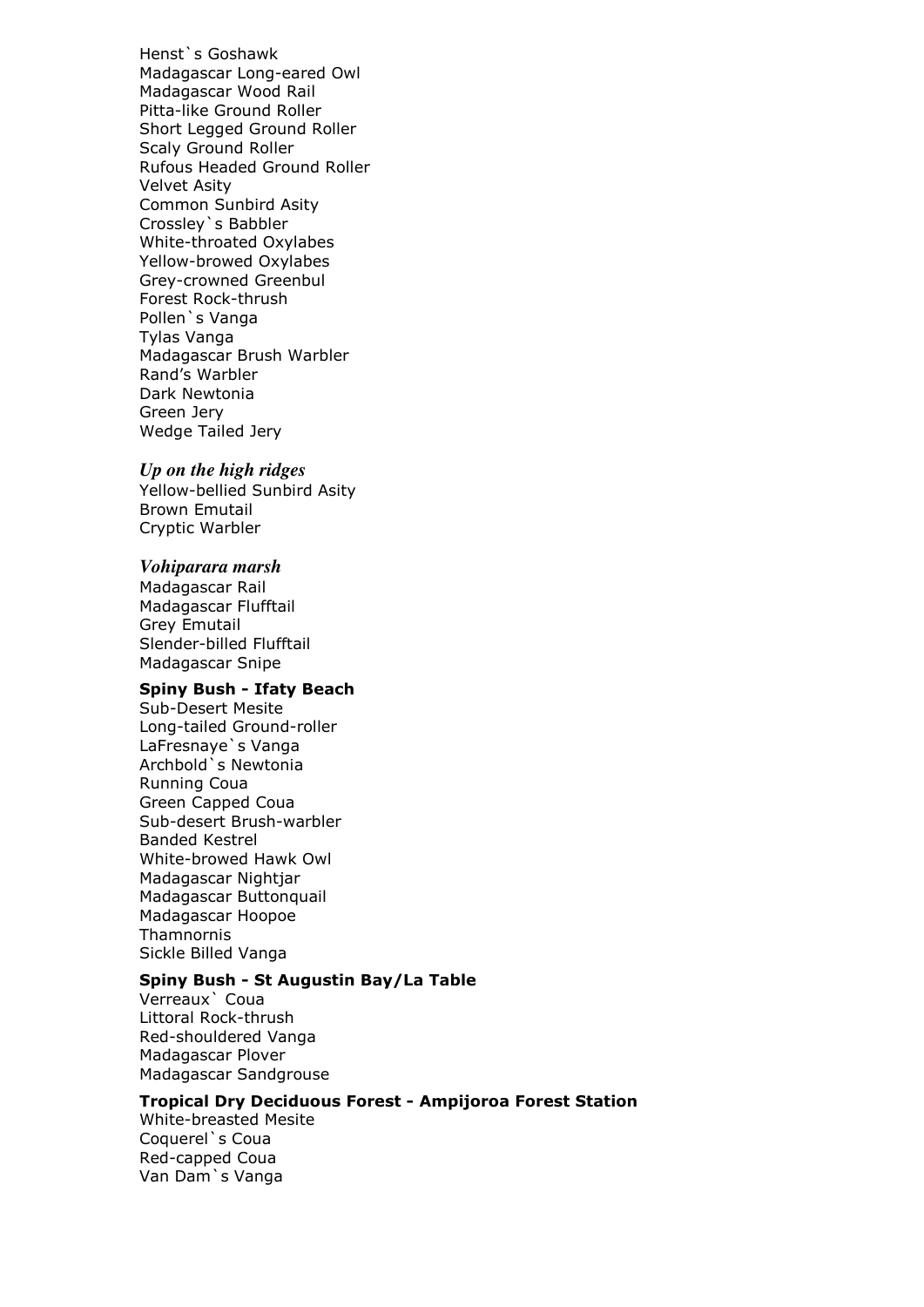Henst`s Goshawk
Madagascar Long-eared Owl
Madagascar Wood Rail
Pitta-like Ground Roller
Short Legged Ground Roller
Scaly Ground Roller
Rufous Headed Ground Roller
Velvet Asity
Common Sunbird Asity
Crossley`s Babbler
White-throated Oxylabes
Yellow-browed Oxylabes
Grey-crowned Greenbul
Forest Rock-thrush
Pollen`s Vanga
Tylas Vanga
Madagascar Brush Warbler
Rand's Warbler
Dark Newtonia
Green Jery
Wedge Tailed Jery

***Up on the high ridges***

Yellow-bellied Sunbird Asity
Brown Emutail
Cryptic Warbler

***Vohiparara marsh***

Madagascar Rail
Madagascar Flufftail
Grey Emutail
Slender-billed Flufftail
Madagascar Snipe

**Spiny Bush - Ifaty Beach**

Sub-Desert Mesite
Long-tailed Ground-roller
LaFresnaye`s Vanga
Archbold`s Newtonia
Running Coua
Green Capped Coua
Sub-desert Brush-warbler
Banded Kestrel
White-browed Hawk Owl
Madagascar Nightjar
Madagascar Buttonquail
Madagascar Hoopoe
Thamnornis
Sickle Billed Vanga

**Spiny Bush - St Augustin Bay/La Table**

Verreaux` Coua
Littoral Rock-thrush
Red-shouldered Vanga
Madagascar Plover
Madagascar Sandgrouse

**Tropical Dry Deciduous Forest - Ampijoroa Forest Station**

White-breasted Mesite
Coquerel`s Coua
Red-capped Coua
Van Dam`s Vanga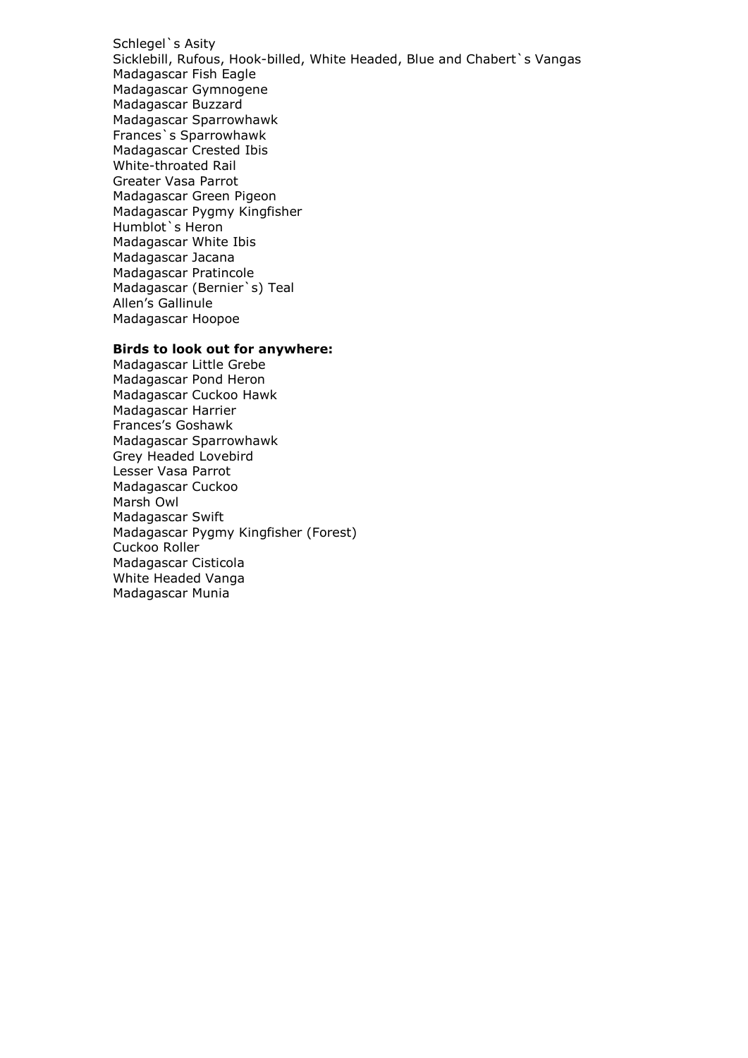Schlegel`s Asity
Sicklebill, Rufous, Hook-billed, White Headed, Blue and Chabert`s Vangas
Madagascar Fish Eagle
Madagascar Gymnogene
Madagascar Buzzard
Madagascar Sparrowhawk
Frances`s Sparrowhawk
Madagascar Crested Ibis
White-throated Rail
Greater Vasa Parrot
Madagascar Green Pigeon
Madagascar Pygmy Kingfisher
Humblot`s Heron
Madagascar White Ibis
Madagascar Jacana
Madagascar Pratincole
Madagascar (Bernier`s) Teal
Allen's Gallinule
Madagascar Hoopoe

**Birds to look out for anywhere:**

Madagascar Little Grebe
Madagascar Pond Heron
Madagascar Cuckoo Hawk
Madagascar Harrier
Frances's Goshawk
Madagascar Sparrowhawk
Grey Headed Lovebird
Lesser Vasa Parrot
Madagascar Cuckoo
Marsh Owl
Madagascar Swift
Madagascar Pygmy Kingfisher (Forest)
Cuckoo Roller
Madagascar Cisticola
White Headed Vanga
Madagascar Munia